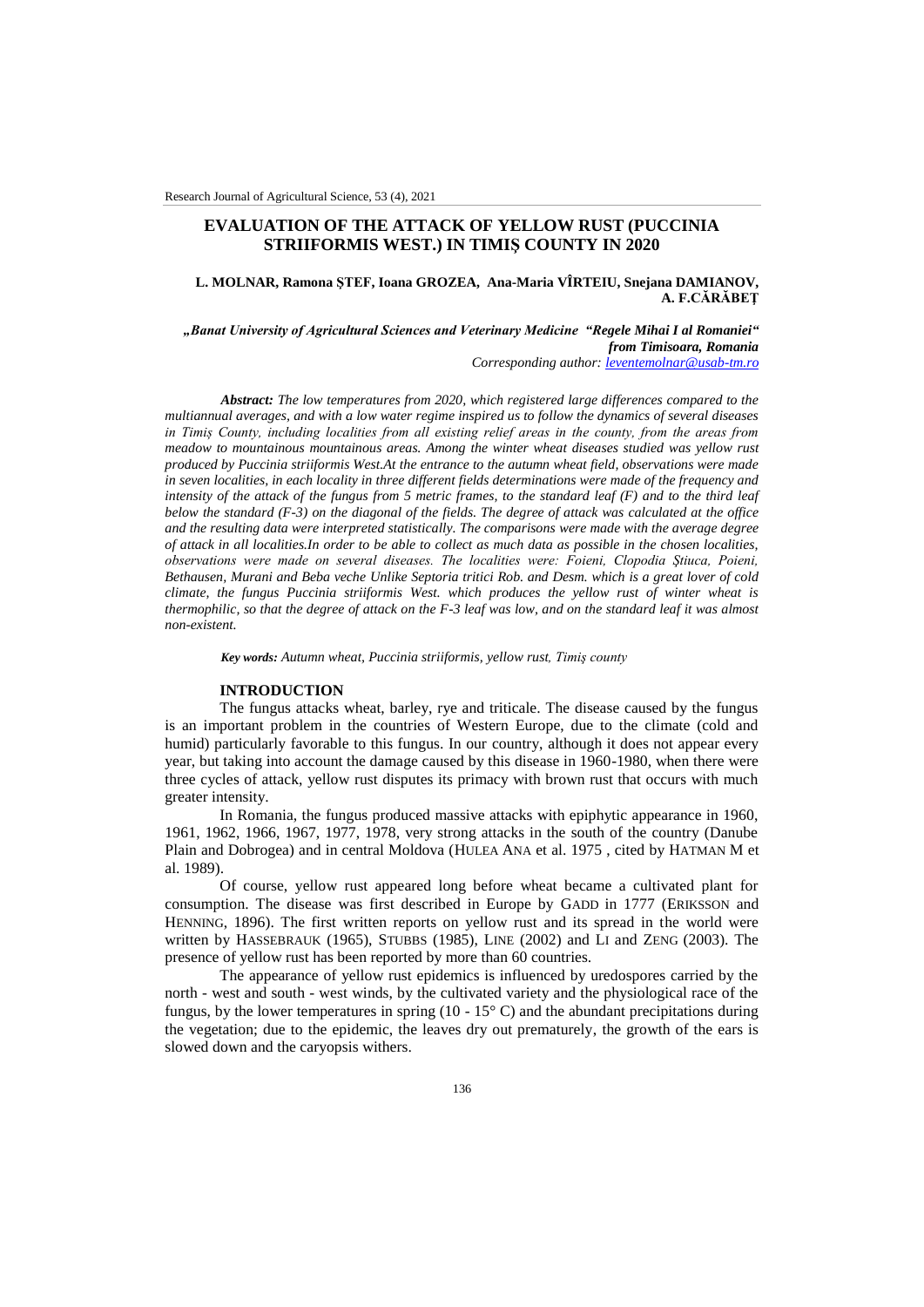# EVALUATION OF THE ATTACK OF YELLOW RUST (PUCCINIA STRIIFORMIS WEST.) IN TIMIŞ COUNTY IN 2020

**L. MOLNAR, Ramona ŞTEF, Ioana GROZEA, Ana-Maria VÎRTEIU, Snejana DAMIANOV, A. F.CĂRĂBEŢ**

***„Banat University of Agricultural Sciences and Veterinary Medicine "Regele Mihai I al Romaniei" from Timisoara, Romania***

*Corresponding author: leventemolnar@usab-tm.ro*

***Abstract:*** *The low temperatures from 2020, which registered large differences compared to the multiannual averages, and with a low water regime inspired us to follow the dynamics of several diseases in Timiş County, including localities from all existing relief areas in the county, from the areas from meadow to mountainous mountainous areas. Among the winter wheat diseases studied was yellow rust produced by Puccinia striiformis West.At the entrance to the autumn wheat field, observations were made in seven localities, in each locality in three different fields determinations were made of the frequency and intensity of the attack of the fungus from 5 metric frames, to the standard leaf (F) and to the third leaf below the standard (F-3) on the diagonal of the fields. The degree of attack was calculated at the office and the resulting data were interpreted statistically. The comparisons were made with the average degree of attack in all localities.In order to be able to collect as much data as possible in the chosen localities, observations were made on several diseases. The localities were: Foieni, Clopodia Ştiuca, Poieni, Bethausen, Murani and Beba veche Unlike Septoria tritici Rob. and Desm. which is a great lover of cold climate, the fungus Puccinia striiformis West. which produces the yellow rust of winter wheat is thermophilic, so that the degree of attack on the F-3 leaf was low, and on the standard leaf it was almost non-existent.*

***Key words:*** *Autumn wheat, Puccinia striiformis, yellow rust, Timiş county*

## INTRODUCTION

The fungus attacks wheat, barley, rye and triticale. The disease caused by the fungus is an important problem in the countries of Western Europe, due to the climate (cold and humid) particularly favorable to this fungus. In our country, although it does not appear every year, but taking into account the damage caused by this disease in 1960-1980, when there were three cycles of attack, yellow rust disputes its primacy with brown rust that occurs with much greater intensity.

In Romania, the fungus produced massive attacks with epiphytic appearance in 1960, 1961, 1962, 1966, 1967, 1977, 1978, very strong attacks in the south of the country (Danube Plain and Dobrogea) and in central Moldova (HULEA ANA et al. 1975 , cited by HATMAN M et al. 1989).

Of course, yellow rust appeared long before wheat became a cultivated plant for consumption. The disease was first described in Europe by GADD in 1777 (ERIKSSON and HENNING, 1896). The first written reports on yellow rust and its spread in the world were written by HASSEBRAUK (1965), STUBBS (1985), LINE (2002) and LI and ZENG (2003). The presence of yellow rust has been reported by more than 60 countries.

The appearance of yellow rust epidemics is influenced by uredospores carried by the north - west and south - west winds, by the cultivated variety and the physiological race of the fungus, by the lower temperatures in spring (10 - 15° C) and the abundant precipitations during the vegetation; due to the epidemic, the leaves dry out prematurely, the growth of the ears is slowed down and the caryopsis withers.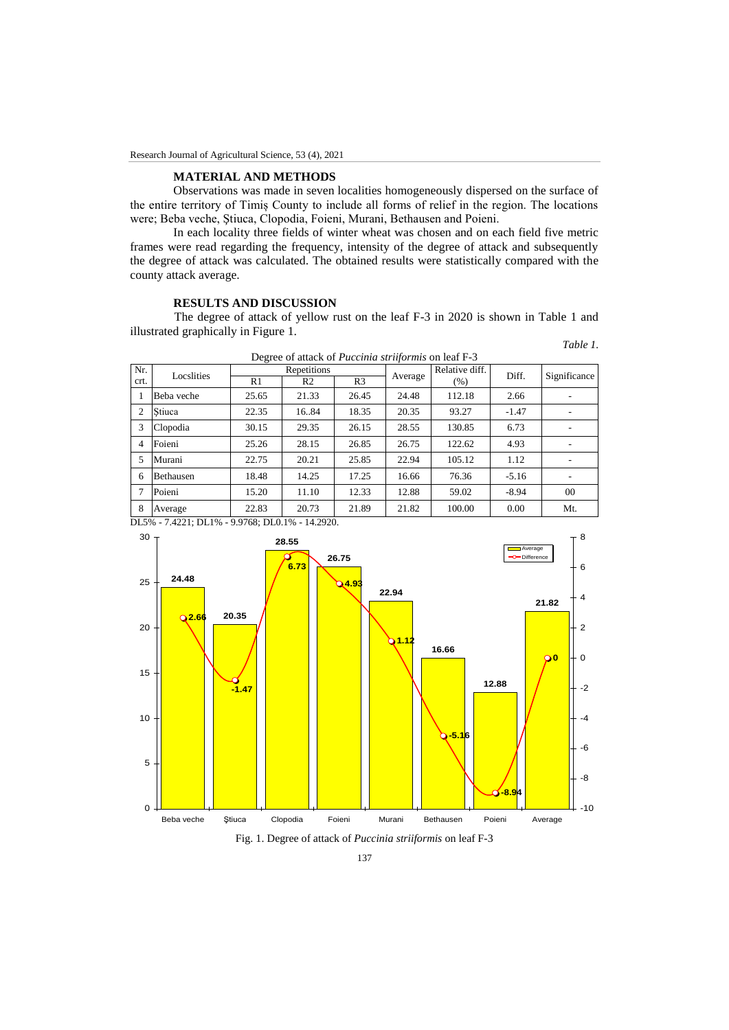## MATERIAL AND METHODS

Observations was made in seven localities homogeneously dispersed on the surface of the entire territory of Timiș County to include all forms of relief in the region. The locations were; Beba veche, Știuca, Clopodia, Foieni, Murani, Bethausen and Poieni.

In each locality three fields of winter wheat was chosen and on each field five metric frames were read regarding the frequency, intensity of the degree of attack and subsequently the degree of attack was calculated. The obtained results were statistically compared with the county attack average.

## RESULTS AND DISCUSSION

The degree of attack of yellow rust on the leaf F-3 in 2020 is shown in Table 1 and illustrated graphically in Figure 1.

*Table 1.*

Degree of attack of *Puccinia striiformis* on leaf F-3

| Nr. crt. | Locslities | Repetitions | | | Average | Relative diff. (%) | Diff. | Significance |
|---|---|---|---|---|---|---|---|---|
| | | R1 | R2 | R3 | | | | |
| 1 | Beba veche | 25.65 | 21.33 | 26.45 | 24.48 | 112.18 | 2.66 | - |
| 2 | Știuca | 22.35 | 16..84 | 18.35 | 20.35 | 93.27 | -1.47 | - |
| 3 | Clopodia | 30.15 | 29.35 | 26.15 | 28.55 | 130.85 | 6.73 | - |
| 4 | Foieni | 25.26 | 28.15 | 26.85 | 26.75 | 122.62 | 4.93 | - |
| 5 | Murani | 22.75 | 20.21 | 25.85 | 22.94 | 105.12 | 1.12 | - |
| 6 | Bethausen | 18.48 | 14.25 | 17.25 | 16.66 | 76.36 | -5.16 | - |
| 7 | Poieni | 15.20 | 11.10 | 12.33 | 12.88 | 59.02 | -8.94 | 00 |
| 8 | Average | 22.83 | 20.73 | 21.89 | 21.82 | 100.00 | 0.00 | Mt. |

DL5% - 7.4221; DL1% - 9.9768; DL0.1% - 14.2920.

Fig. 1. Degree of attack of *Puccinia striiformis* on leaf F-3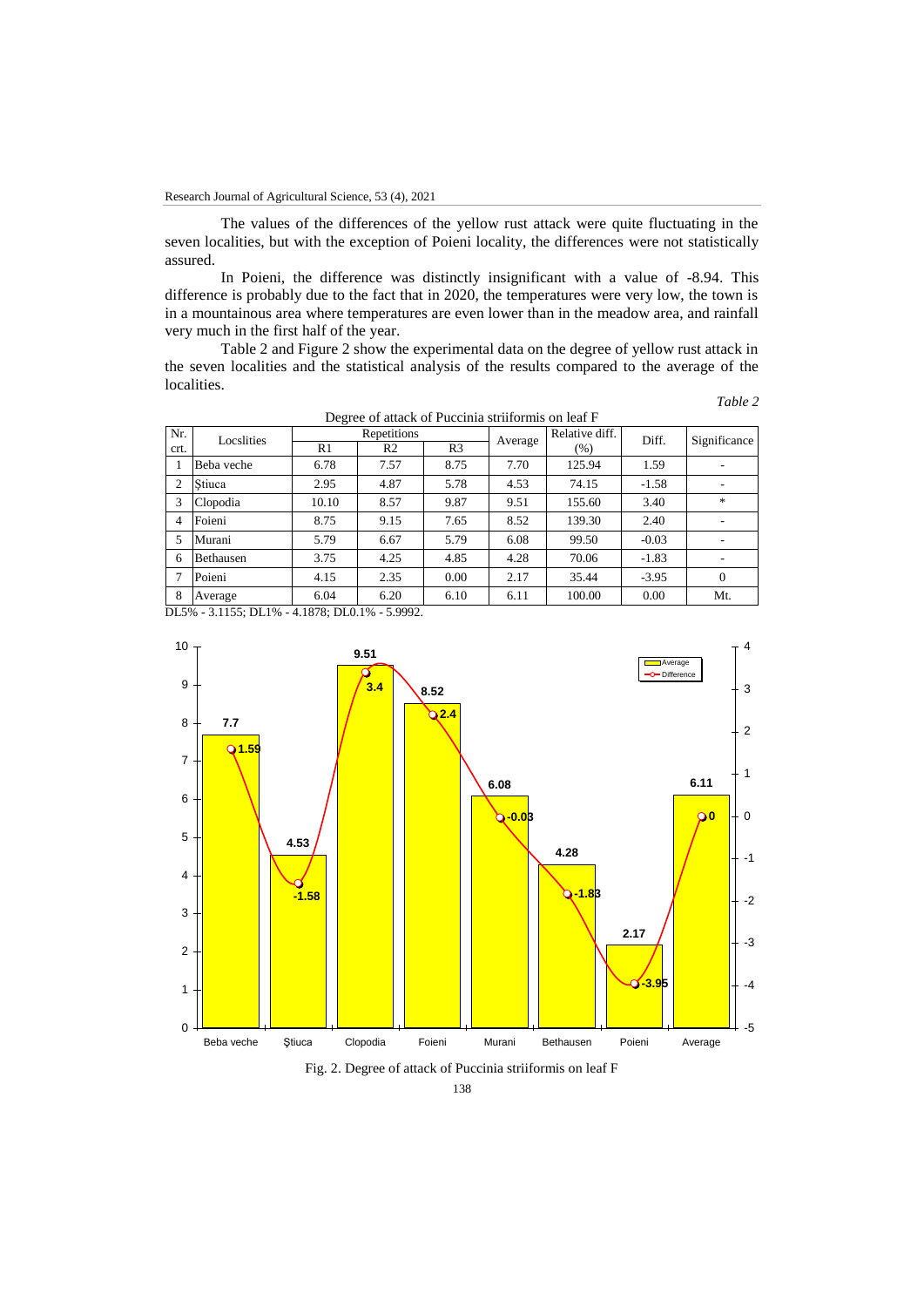The values of the differences of the yellow rust attack were quite fluctuating in the seven localities, but with the exception of Poieni locality, the differences were not statistically assured.

In Poieni, the difference was distinctly insignificant with a value of -8.94. This difference is probably due to the fact that in 2020, the temperatures were very low, the town is in a mountainous area where temperatures are even lower than in the meadow area, and rainfall very much in the first half of the year.

Table 2 and Figure 2 show the experimental data on the degree of yellow rust attack in the seven localities and the statistical analysis of the results compared to the average of the localities.

*Table 2*

Degree of attack of Puccinia striiformis on leaf F

| Nr. crt. | Locslities | Repetitions | | | Average | Relative diff. (%) | Diff. | Significance |
|---|---|---|---|---|---|---|---|---|
| | | R1 | R2 | R3 | | | | |
| 1 | Beba veche | 6.78 | 7.57 | 8.75 | 7.70 | 125.94 | 1.59 | - |
| 2 | Ştiuca | 2.95 | 4.87 | 5.78 | 4.53 | 74.15 | -1.58 | - |
| 3 | Clopodia | 10.10 | 8.57 | 9.87 | 9.51 | 155.60 | 3.40 | * |
| 4 | Foieni | 8.75 | 9.15 | 7.65 | 8.52 | 139.30 | 2.40 | - |
| 5 | Murani | 5.79 | 6.67 | 5.79 | 6.08 | 99.50 | -0.03 | - |
| 6 | Bethausen | 3.75 | 4.25 | 4.85 | 4.28 | 70.06 | -1.83 | - |
| 7 | Poieni | 4.15 | 2.35 | 0.00 | 2.17 | 35.44 | -3.95 | 0 |
| 8 | Average | 6.04 | 6.20 | 6.10 | 6.11 | 100.00 | 0.00 | Mt. |

DL5% - 3.1155; DL1% - 4.1878; DL0.1% - 5.9992.

Fig. 2. Degree of attack of Puccinia striiformis on leaf F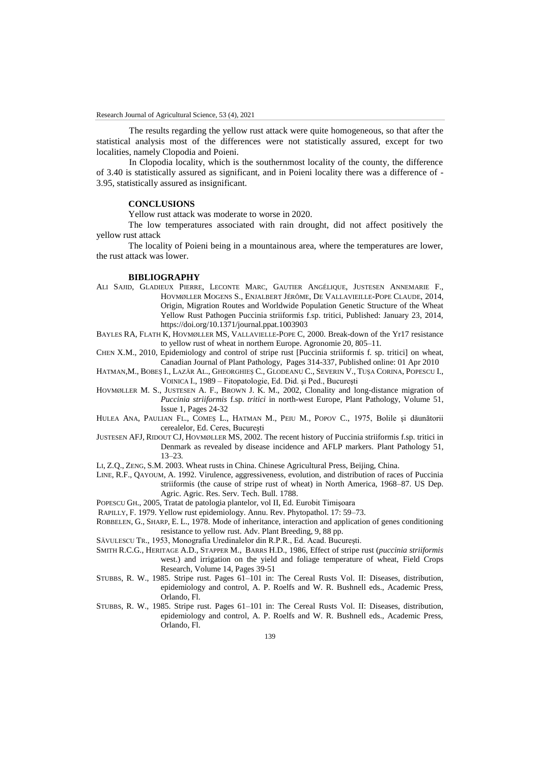The results regarding the yellow rust attack were quite homogeneous, so that after the statistical analysis most of the differences were not statistically assured, except for two localities, namely Clopodia and Poieni.

In Clopodia locality, which is the southernmost locality of the county, the difference of 3.40 is statistically assured as significant, and in Poieni locality there was a difference of -3.95, statistically assured as insignificant.

## CONCLUSIONS

Yellow rust attack was moderate to worse in 2020.

The low temperatures associated with rain drought, did not affect positively the yellow rust attack

The locality of Poieni being in a mountainous area, where the temperatures are lower, the rust attack was lower.

## BIBLIOGRAPHY

ALI SAJID, GLADIEUX PIERRE, LECONTE MARC, GAUTIER ANGÉLIQUE, JUSTESEN ANNEMARIE F., HOVMØLLER MOGENS S., ENJALBERT JÉRÔME, DE VALLAVIEILLE-POPE CLAUDE, 2014, Origin, Migration Routes and Worldwide Population Genetic Structure of the Wheat Yellow Rust Pathogen Puccinia striiformis f.sp. tritici, Published: January 23, 2014, https://doi.org/10.1371/journal.ppat.1003903

BAYLES RA, FLATH K, HOVMØLLER MS, VALLAVIELLE-POPE C, 2000. Break-down of the Yr17 resistance to yellow rust of wheat in northern Europe. Agronomie 20, 805–11.

CHEN X.M., 2010, Epidemiology and control of stripe rust [Puccinia striiformis f. sp. tritici] on wheat, Canadian Journal of Plant Pathology, Pages 314-337, Published online: 01 Apr 2010

HATMAN,M., BOBEȘ I., LAZĂR AL., GHEORGHIEȘ C., GLODEANU C., SEVERIN V., TUȘA CORINA, POPESCU I., VOINICA I., 1989 – Fitopatologie, Ed. Did. și Ped., București

HOVMØLLER M. S., JUSTESEN A. F., BROWN J. K. M., 2002, Clonality and long-distance migration of *Puccinia striiformis* f.sp. *tritici* in north-west Europe, Plant Pathology, Volume 51, Issue 1, Pages 24-32

HULEA ANA, PAULIAN FL., COMEȘ L., HATMAN M., PEIU M., POPOV C., 1975, Bolile și dăunătorii cerealelor, Ed. Ceres, București

JUSTESEN AFJ, RIDOUT CJ, HOVMØLLER MS, 2002. The recent history of Puccinia striiformis f.sp. tritici in Denmark as revealed by disease incidence and AFLP markers. Plant Pathology 51, 13–23.

LI, Z.Q., ZENG, S.M. 2003. Wheat rusts in China. Chinese Agricultural Press, Beijing, China.

LINE, R.F., QAYOUM, A. 1992. Virulence, aggressiveness, evolution, and distribution of races of Puccinia striiformis (the cause of stripe rust of wheat) in North America, 1968–87. US Dep. Agric. Agric. Res. Serv. Tech. Bull. 1788.

POPESCU GH., 2005, Tratat de patologia plantelor, vol II, Ed. Eurobit Timișoara

RAPILLY, F. 1979. Yellow rust epidemiology. Annu. Rev. Phytopathol. 17: 59–73.

ROBBELEN, G., SHARP, E. L., 1978. Mode of inheritance, interaction and application of genes conditioning resistance to yellow rust. Adv. Plant Breeding, 9, 88 pp.

SĂVULESCU TR., 1953, Monografia Uredinalelor din R.P.R., Ed. Acad. București.

SMITH R.C.G., HERITAGE A.D., STAPPER M., BARRS H.D., 1986, Effect of stripe rust (*puccinia striiformis* west.) and irrigation on the yield and foliage temperature of wheat, Field Crops Research, Volume 14, Pages 39-51

STUBBS, R. W., 1985. Stripe rust. Pages 61–101 in: The Cereal Rusts Vol. II: Diseases, distribution, epidemiology and control, A. P. Roelfs and W. R. Bushnell eds., Academic Press, Orlando, Fl.

STUBBS, R. W., 1985. Stripe rust. Pages 61–101 in: The Cereal Rusts Vol. II: Diseases, distribution, epidemiology and control, A. P. Roelfs and W. R. Bushnell eds., Academic Press, Orlando, Fl.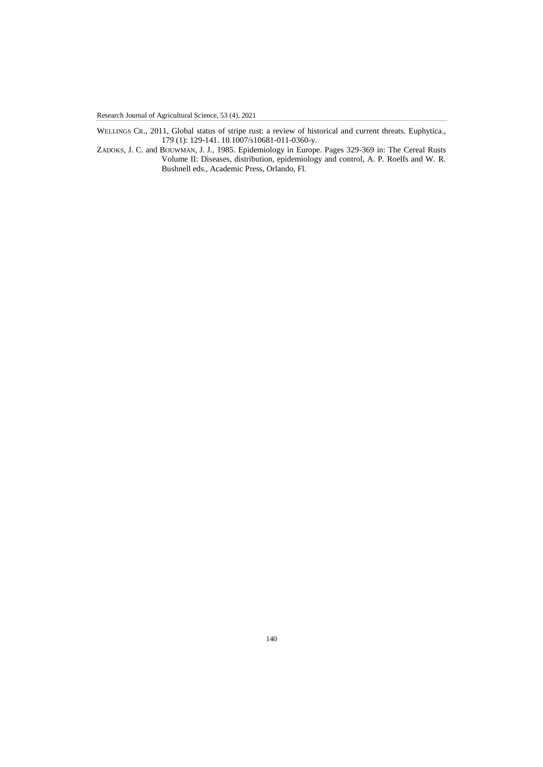WELLINGS CR., 2011, Global status of stripe rust: a review of historical and current threats. Euphytica., 179 (1): 129-141. 10.1007/s10681-011-0360-y.

ZADOKS, J. C. and BOUWMAN, J. J., 1985. Epidemiology in Europe. Pages 329-369 in: The Cereal Rusts Volume II: Diseases, distribution, epidemiology and control, A. P. Roelfs and W. R. Bushnell eds., Academic Press, Orlando, Fl.